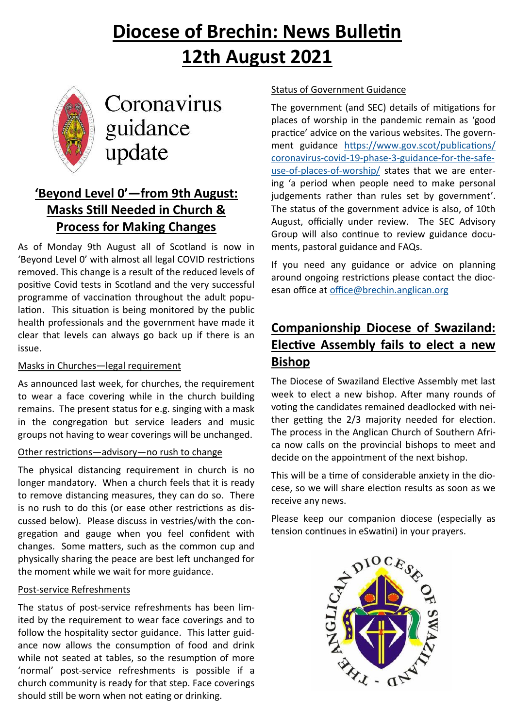# Diocese of Brechin: News Bulletin 12th August 2021

Coronavirus guidance update

## 'Beyond Level 0'—from 9th August: Masks Still Needed in Church & Process for Making Changes

As of Monday 9th August all of Scotland is now in 'Beyond Level 0' with almost all legal COVID restrictions removed. This change is a result of the reduced levels of positive Covid tests in Scotland and the very successful programme of vaccination throughout the adult population. This situation is being monitored by the public health professionals and the government have made it clear that levels can always go back up if there is an issue.

Masks in Churches—legal requirement

As announced last week, for churches, the requirement to wear a face covering while in the church building remains. The present status for e.g. singing with a mask in the congregation but service leaders and music groups not having to wear coverings will be unchanged.

Other restrictions—advisory—no rush to change

The physical distancing requirement in church is no longer mandatory. When a church feels that it is ready to remove distancing measures, they can do so. There is no rush to do this (or ease other restrictions as discussed below). Please discuss in vestries/with the congregation and gauge when you feel confident with changes. Some matters, such as the common cup and physically sharing the peace are best left unchanged for the moment while we wait for more guidance.

Post-service Refreshments

The status of post-service refreshments has been limited by the requirement to wear face coverings and to follow the hospitality sector guidance. This latter guidance now allows the consumption of food and drink while not seated at tables, so the resumption of more 'normal' post-service refreshments is possible if a church community is ready for that step. Face coverings should still be worn when not eating or drinking.

Status of Government Guidance

The government (and SEC) details of mitigations for places of worship in the pandemic remain as 'good practice' advice on the various websites. The government guidance https://www.gov.scot/publications/coronavirus-covid-19-phase-3-guidance-for-the-safe-use-of-places-of-worship/ states that we are entering 'a period when people need to make personal judgements rather than rules set by government'. The status of the government advice is also, of 10th August, officially under review. The SEC Advisory Group will also continue to review guidance documents, pastoral guidance and FAQs.

If you need any guidance or advice on planning around ongoing restrictions please contact the diocesan office at office@brechin.anglican.org

## Companionship Diocese of Swaziland: Elective Assembly fails to elect a new Bishop

The Diocese of Swaziland Elective Assembly met last week to elect a new bishop. After many rounds of voting the candidates remained deadlocked with neither getting the 2/3 majority needed for election. The process in the Anglican Church of Southern Africa now calls on the provincial bishops to meet and decide on the appointment of the next bishop.

This will be a time of considerable anxiety in the diocese, so we will share election results as soon as we receive any news.

Please keep our companion diocese (especially as tension continues in eSwatini) in your prayers.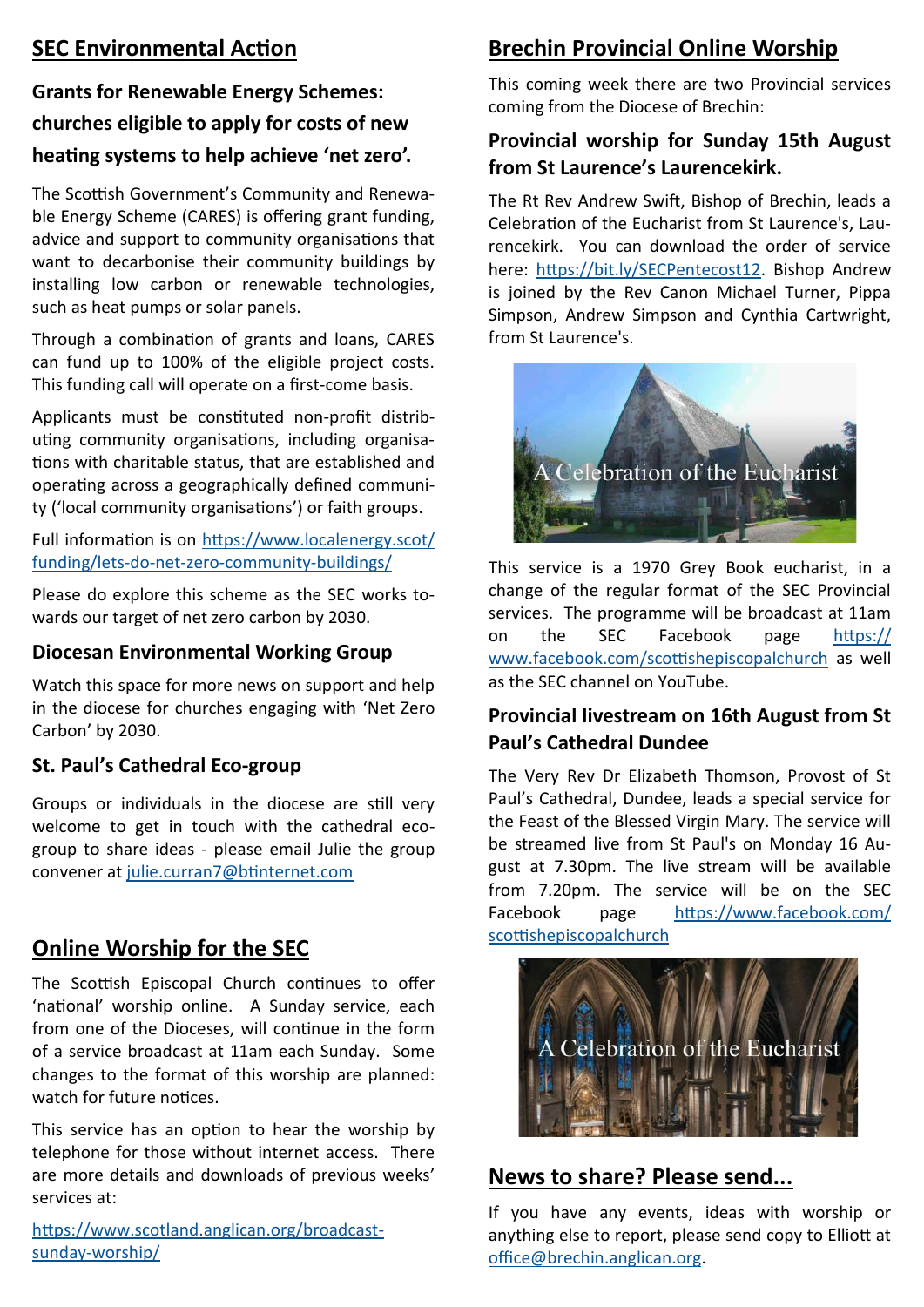## SEC Environmental Action

### Grants for Renewable Energy Schemes: churches eligible to apply for costs of new heating systems to help achieve 'net zero'.

The Scottish Government's Community and Renewable Energy Scheme (CARES) is offering grant funding, advice and support to community organisations that want to decarbonise their community buildings by installing low carbon or renewable technologies, such as heat pumps or solar panels.

Through a combination of grants and loans, CARES can fund up to 100% of the eligible project costs. This funding call will operate on a first-come basis.

Applicants must be constituted non-profit distributing community organisations, including organisations with charitable status, that are established and operating across a geographically defined community ('local community organisations') or faith groups.

Full information is on https://www.localenergy.scot/funding/lets-do-net-zero-community-buildings/

Please do explore this scheme as the SEC works towards our target of net zero carbon by 2030.

### Diocesan Environmental Working Group

Watch this space for more news on support and help in the diocese for churches engaging with 'Net Zero Carbon' by 2030.

### St. Paul's Cathedral Eco-group

Groups or individuals in the diocese are still very welcome to get in touch with the cathedral eco-group to share ideas - please email Julie the group convener at julie.curran7@btinternet.com

## Online Worship for the SEC

The Scottish Episcopal Church continues to offer 'national' worship online. A Sunday service, each from one of the Dioceses, will continue in the form of a service broadcast at 11am each Sunday. Some changes to the format of this worship are planned: watch for future notices.

This service has an option to hear the worship by telephone for those without internet access. There are more details and downloads of previous weeks' services at:

https://www.scotland.anglican.org/broadcast-sunday-worship/

## Brechin Provincial Online Worship

This coming week there are two Provincial services coming from the Diocese of Brechin:

### Provincial worship for Sunday 15th August from St Laurence's Laurencekirk.

The Rt Rev Andrew Swift, Bishop of Brechin, leads a Celebration of the Eucharist from St Laurence's, Laurencekirk. You can download the order of service here: https://bit.ly/SECPentecost12. Bishop Andrew is joined by the Rev Canon Michael Turner, Pippa Simpson, Andrew Simpson and Cynthia Cartwright, from St Laurence's.

A Celebration of the Eucharist

This service is a 1970 Grey Book eucharist, in a change of the regular format of the SEC Provincial services. The programme will be broadcast at 11am on the SEC Facebook page https://www.facebook.com/scottishepiscopalchurch as well as the SEC channel on YouTube.

### Provincial livestream on 16th August from St Paul's Cathedral Dundee

The Very Rev Dr Elizabeth Thomson, Provost of St Paul's Cathedral, Dundee, leads a special service for the Feast of the Blessed Virgin Mary. The service will be streamed live from St Paul's on Monday 16 August at 7.30pm. The live stream will be available from 7.20pm. The service will be on the SEC Facebook page https://www.facebook.com/scottishepiscopalchurch

A Celebration of the Eucharist

## News to share? Please send...

If you have any events, ideas with worship or anything else to report, please send copy to Elliott at office@brechin.anglican.org.